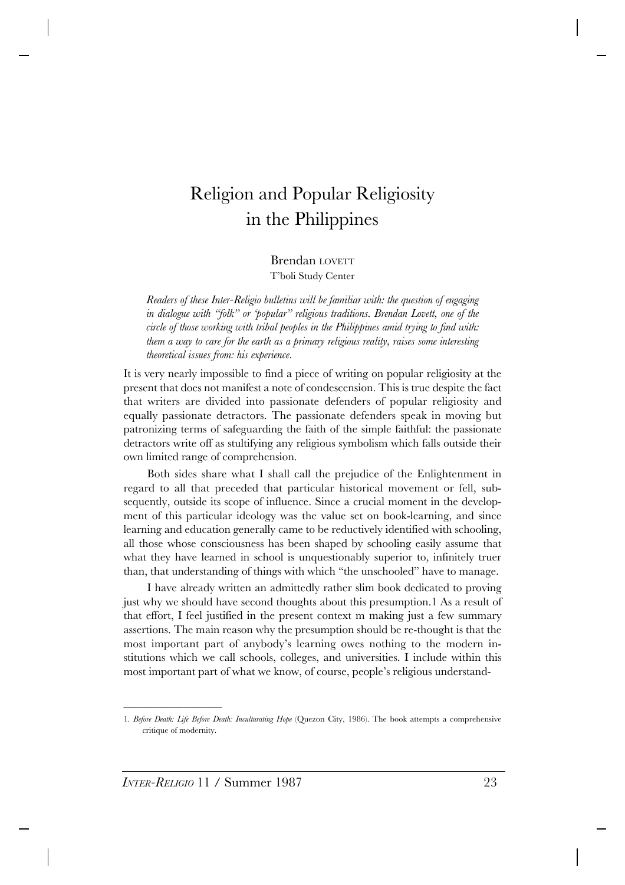# Religion and Popular Religiosity in the Philippines

Brendan LOVETT
T'boli Study Center

*Readers of these Inter-Religio bulletins will be familiar with: the question of engaging in dialogue with "folk" or "popular" religious traditions. Brendan Lovett, one of the circle of those working with tribal peoples in the Philippines amid trying to find with: them a way to care for the earth as a primary religious reality, raises some interesting theoretical issues from: his experience.*

It is very nearly impossible to find a piece of writing on popular religiosity at the present that does not manifest a note of condescension. This is true despite the fact that writers are divided into passionate defenders of popular religiosity and equally passionate detractors. The passionate defenders speak in moving but patronizing terms of safeguarding the faith of the simple faithful: the passionate detractors write off as stultifying any religious symbolism which falls outside their own limited range of comprehension.

Both sides share what I shall call the prejudice of the Enlightenment in regard to all that preceded that particular historical movement or fell, subsequently, outside its scope of influence. Since a crucial moment in the development of this particular ideology was the value set on book-learning, and since learning and education generally came to be reductively identified with schooling, all those whose consciousness has been shaped by schooling easily assume that what they have learned in school is unquestionably superior to, infinitely truer than, that understanding of things with which "the unschooled" have to manage.

I have already written an admittedly rather slim book dedicated to proving just why we should have second thoughts about this presumption.[1] As a result of that effort, I feel justified in the present context m making just a few summary assertions. The main reason why the presumption should be re-thought is that the most important part of anybody's learning owes nothing to the modern institutions which we call schools, colleges, and universities. I include within this most important part of what we know, of course, people's religious understand-

---

1. *Before Death: Life Before Death: Inculturating Hope* (Quezon City, 1986). The book attempts a comprehensive critique of modernity.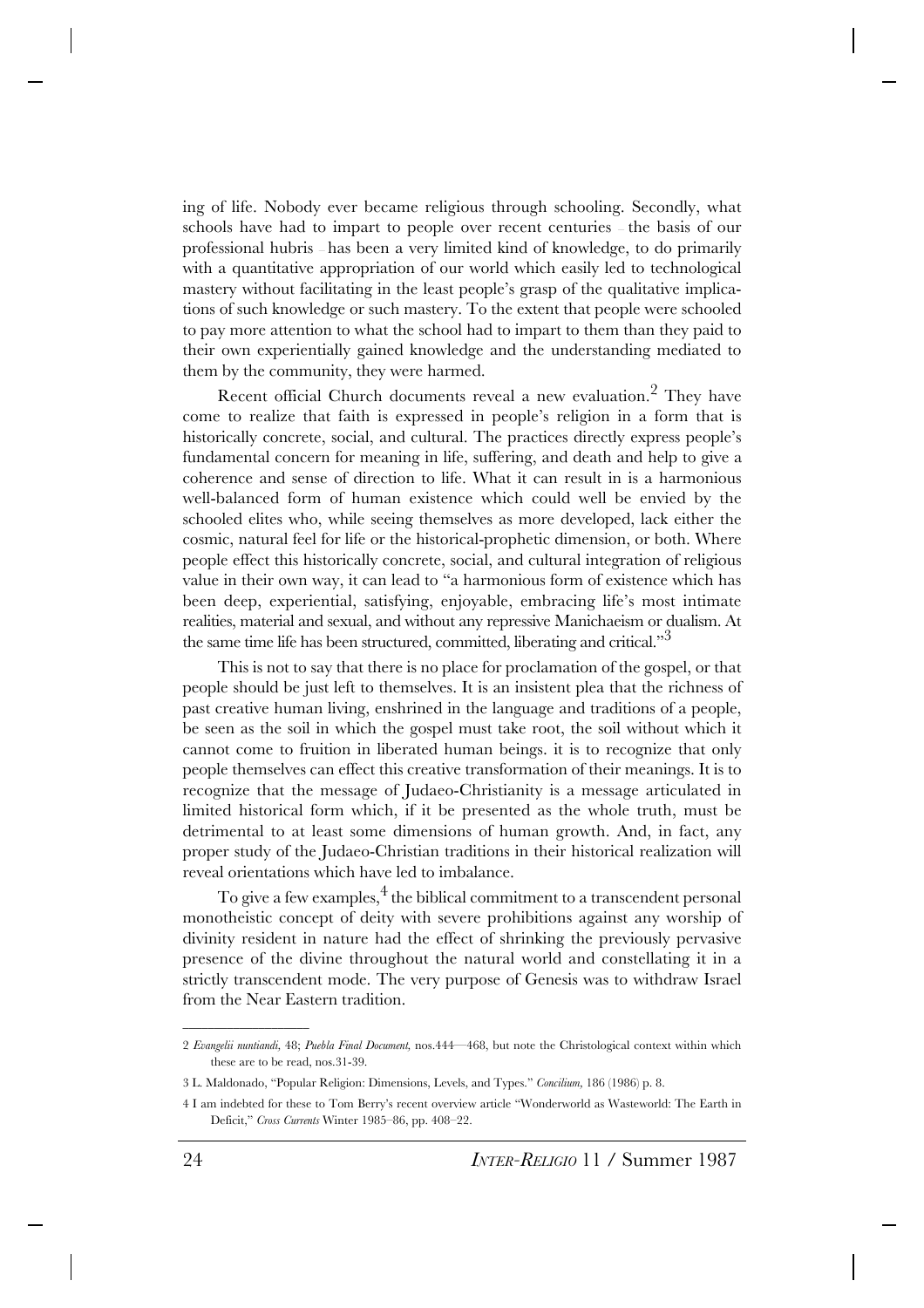ing of life. Nobody ever became religious through schooling. Secondly, what schools have had to impart to people over recent centuries – the basis of our professional hubris – has been a very limited kind of knowledge, to do primarily with a quantitative appropriation of our world which easily led to technological mastery without facilitating in the least people's grasp of the qualitative implications of such knowledge or such mastery. To the extent that people were schooled to pay more attention to what the school had to impart to them than they paid to their own experientially gained knowledge and the understanding mediated to them by the community, they were harmed.

Recent official Church documents reveal a new evaluation.[2] They have come to realize that faith is expressed in people's religion in a form that is historically concrete, social, and cultural. The practices directly express people's fundamental concern for meaning in life, suffering, and death and help to give a coherence and sense of direction to life. What it can result in is a harmonious well-balanced form of human existence which could well be envied by the schooled elites who, while seeing themselves as more developed, lack either the cosmic, natural feel for life or the historical-prophetic dimension, or both. Where people effect this historically concrete, social, and cultural integration of religious value in their own way, it can lead to "a harmonious form of existence which has been deep, experiential, satisfying, enjoyable, embracing life's most intimate realities, material and sexual, and without any repressive Manichaeism or dualism. At the same time life has been structured, committed, liberating and critical."[3]

This is not to say that there is no place for proclamation of the gospel, or that people should be just left to themselves. It is an insistent plea that the richness of past creative human living, enshrined in the language and traditions of a people, be seen as the soil in which the gospel must take root, the soil without which it cannot come to fruition in liberated human beings. it is to recognize that only people themselves can effect this creative transformation of their meanings. It is to recognize that the message of Judaeo-Christianity is a message articulated in limited historical form which, if it be presented as the whole truth, must be detrimental to at least some dimensions of human growth. And, in fact, any proper study of the Judaeo-Christian traditions in their historical realization will reveal orientations which have led to imbalance.

To give a few examples,[4] the biblical commitment to a transcendent personal monotheistic concept of deity with severe prohibitions against any worship of divinity resident in nature had the effect of shrinking the previously pervasive presence of the divine throughout the natural world and constellating it in a strictly transcendent mode. The very purpose of Genesis was to withdraw Israel from the Near Eastern tradition.

---

2 *Evangelii nuntiandi,* 48; *Puebla Final Document,* nos.444—468, but note the Christological context within which these are to be read, nos.31-39.

3 L. Maldonado, "Popular Religion: Dimensions, Levels, and Types." *Concilium,* 186 (1986) p. 8.

4 I am indebted for these to Tom Berry's recent overview article "Wonderworld as Wasteworld: The Earth in Deficit," *Cross Currents* Winter 1985–86, pp. 408–22.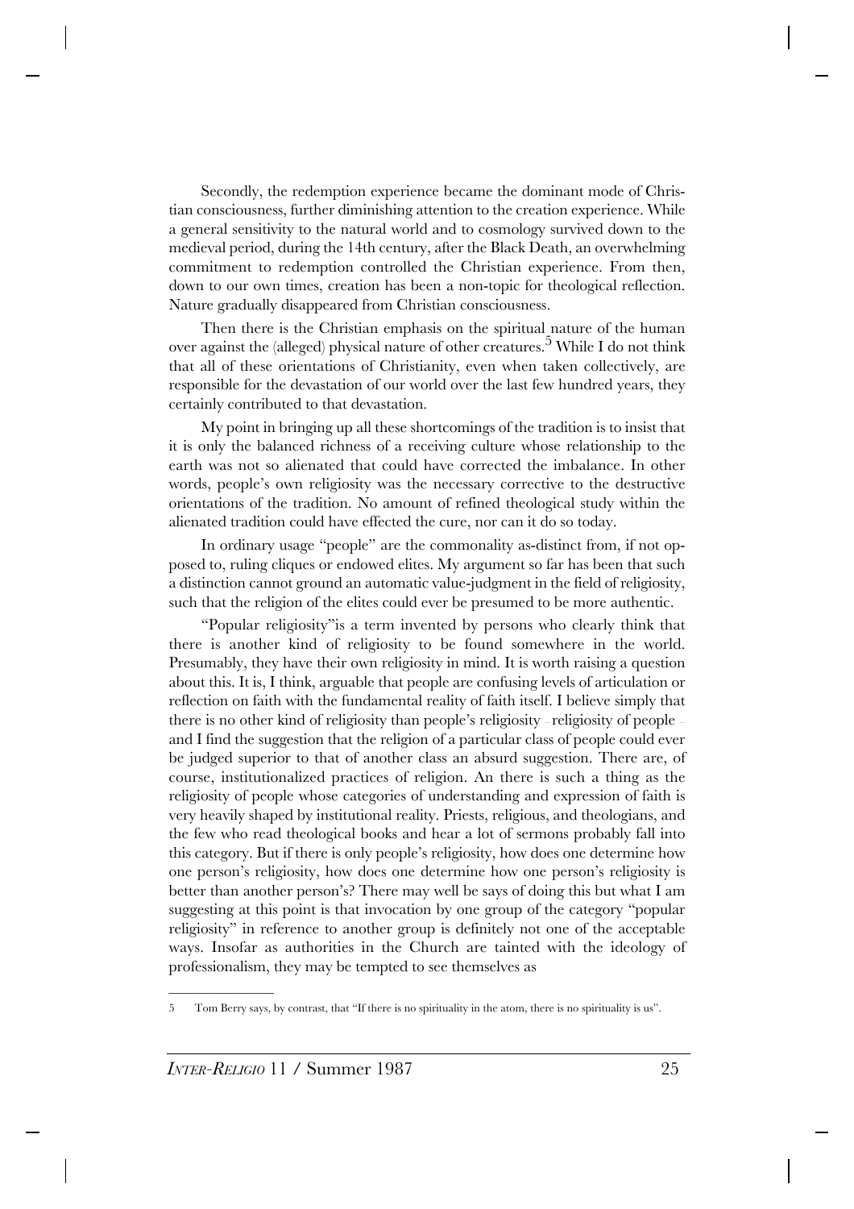Secondly, the redemption experience became the dominant mode of Christian consciousness, further diminishing attention to the creation experience. While a general sensitivity to the natural world and to cosmology survived down to the medieval period, during the 14th century, after the Black Death, an overwhelming commitment to redemption controlled the Christian experience. From then, down to our own times, creation has been a non-topic for theological reflection. Nature gradually disappeared from Christian consciousness.

Then there is the Christian emphasis on the spiritual nature of the human over against the (alleged) physical nature of other creatures.[5] While I do not think that all of these orientations of Christianity, even when taken collectively, are responsible for the devastation of our world over the last few hundred years, they certainly contributed to that devastation.

My point in bringing up all these shortcomings of the tradition is to insist that it is only the balanced richness of a receiving culture whose relationship to the earth was not so alienated that could have corrected the imbalance. In other words, people's own religiosity was the necessary corrective to the destructive orientations of the tradition. No amount of refined theological study within the alienated tradition could have effected the cure, nor can it do so today.

In ordinary usage "people" are the commonality as-distinct from, if not opposed to, ruling cliques or endowed elites. My argument so far has been that such a distinction cannot ground an automatic value-judgment in the field of religiosity, such that the religion of the elites could ever be presumed to be more authentic.

"Popular religiosity"is a term invented by persons who clearly think that there is another kind of religiosity to be found somewhere in the world. Presumably, they have their own religiosity in mind. It is worth raising a question about this. It is, I think, arguable that people are confusing levels of articulation or reflection on faith with the fundamental reality of faith itself. I believe simply that there is no other kind of religiosity than people's religiosity – religiosity of people – and I find the suggestion that the religion of a particular class of people could ever be judged superior to that of another class an absurd suggestion. There are, of course, institutionalized practices of religion. An there is such a thing as the religiosity of people whose categories of understanding and expression of faith is very heavily shaped by institutional reality. Priests, religious, and theologians, and the few who read theological books and hear a lot of sermons probably fall into this category. But if there is only people's religiosity, how does one determine how one person's religiosity, how does one determine how one person's religiosity is better than another person's? There may well be says of doing this but what I am suggesting at this point is that invocation by one group of the category "popular religiosity" in reference to another group is definitely not one of the acceptable ways. Insofar as authorities in the Church are tainted with the ideology of professionalism, they may be tempted to see themselves as

---

5 Tom Berry says, by contrast, that "If there is no spirituality in the atom, there is no spirituality is us".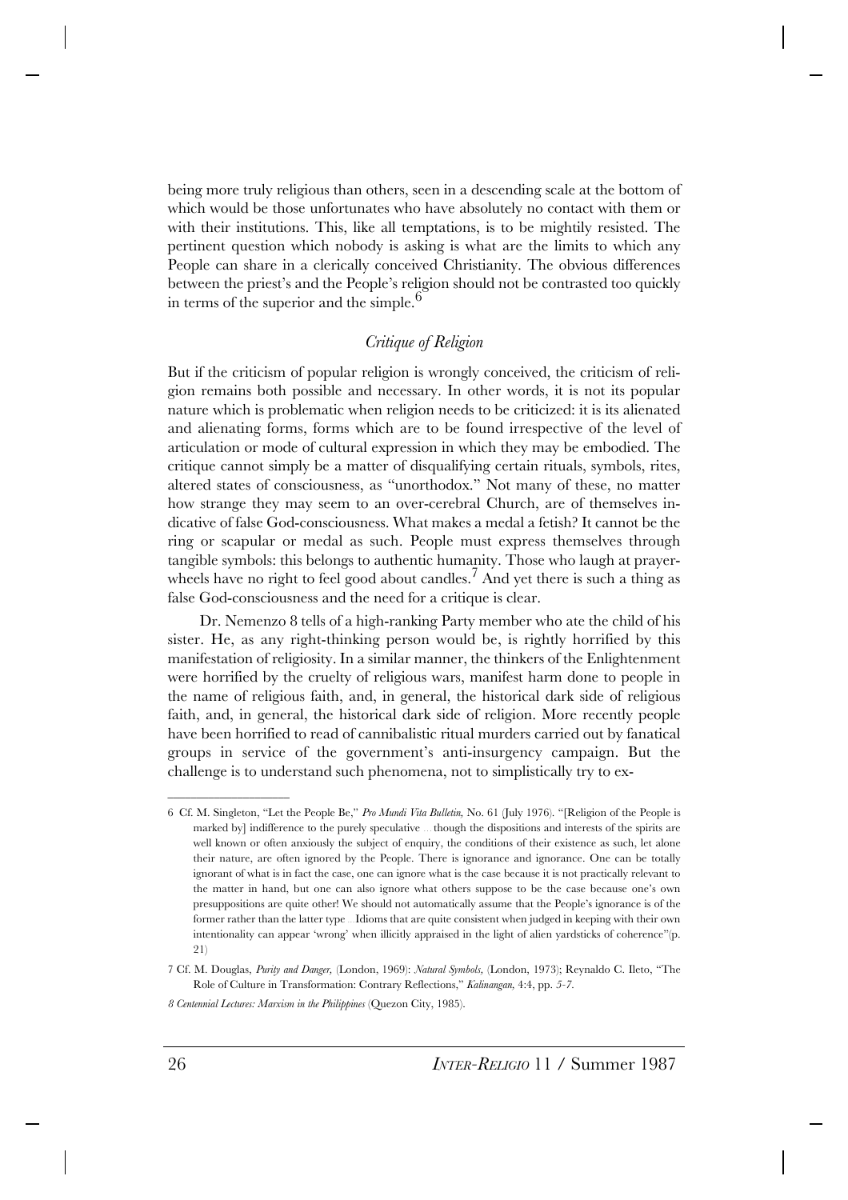being more truly religious than others, seen in a descending scale at the bottom of which would be those unfortunates who have absolutely no contact with them or with their institutions. This, like all temptations, is to be mightily resisted. The pertinent question which nobody is asking is what are the limits to which any People can share in a clerically conceived Christianity. The obvious differences between the priest's and the People's religion should not be contrasted too quickly in terms of the superior and the simple.[6]

### *Critique of Religion*

But if the criticism of popular religion is wrongly conceived, the criticism of religion remains both possible and necessary. In other words, it is not its popular nature which is problematic when religion needs to be criticized: it is its alienated and alienating forms, forms which are to be found irrespective of the level of articulation or mode of cultural expression in which they may be embodied. The critique cannot simply be a matter of disqualifying certain rituals, symbols, rites, altered states of consciousness, as "unorthodox." Not many of these, no matter how strange they may seem to an over-cerebral Church, are of themselves indicative of false God-consciousness. What makes a medal a fetish? It cannot be the ring or scapular or medal as such. People must express themselves through tangible symbols: this belongs to authentic humanity. Those who laugh at prayer-wheels have no right to feel good about candles.[7] And yet there is such a thing as false God-consciousness and the need for a critique is clear.

Dr. Nemenzo 8 tells of a high-ranking Party member who ate the child of his sister. He, as any right-thinking person would be, is rightly horrified by this manifestation of religiosity. In a similar manner, the thinkers of the Enlightenment were horrified by the cruelty of religious wars, manifest harm done to people in the name of religious faith, and, in general, the historical dark side of religious faith, and, in general, the historical dark side of religion. More recently people have been horrified to read of cannibalistic ritual murders carried out by fanatical groups in service of the government's anti-insurgency campaign. But the challenge is to understand such phenomena, not to simplistically try to ex-

---

6 Cf. M. Singleton, "Let the People Be," *Pro Mundi Vita Bulletin,* No. 61 (July 1976). "[Religion of the People is marked by] indifference to the purely speculative ... though the dispositions and interests of the spirits are well known or often anxiously the subject of enquiry, the conditions of their existence as such, let alone their nature, are often ignored by the People. There is ignorance and ignorance. One can be totally ignorant of what is in fact the case, one can ignore what is the case because it is not practically relevant to the matter in hand, but one can also ignore what others suppose to be the case because one's own presuppositions are quite other! We should not automatically assume that the People's ignorance is of the former rather than the latter type ... Idioms that are quite consistent when judged in keeping with their own intentionality can appear 'wrong' when illicitly appraised in the light of alien yardsticks of coherence"(p. 21)

7 Cf. M. Douglas, *Purity and Danger,* (London, 1969): *Natural Symbols,* (London, 1973); Reynaldo C. Ileto, "The Role of Culture in Transformation: Contrary Reflections," *Kalinangan,* 4:4, pp. 5-7.

*8 Centennial Lectures: Marxism in the Philippines* (Quezon City, 1985).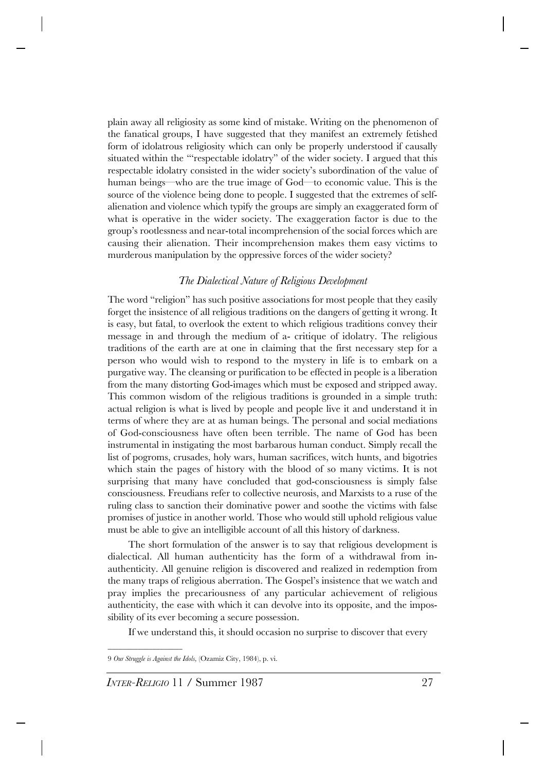plain away all religiosity as some kind of mistake. Writing on the phenomenon of the fanatical groups, I have suggested that they manifest an extremely fetished form of idolatrous religiosity which can only be properly understood if causally situated within the "'respectable idolatry" of the wider society. I argued that this respectable idolatry consisted in the wider society's subordination of the value of human beings—who are the true image of God—to economic value. This is the source of the violence being done to people. I suggested that the extremes of self-alienation and violence which typify the groups are simply an exaggerated form of what is operative in the wider society. The exaggeration factor is due to the group's rootlessness and near-total incomprehension of the social forces which are causing their alienation. Their incomprehension makes them easy victims to murderous manipulation by the oppressive forces of the wider society?

### *The Dialectical Nature of Religious Development*

The word "religion" has such positive associations for most people that they easily forget the insistence of all religious traditions on the dangers of getting it wrong. It is easy, but fatal, to overlook the extent to which religious traditions convey their message in and through the medium of a- critique of idolatry. The religious traditions of the earth are at one in claiming that the first necessary step for a person who would wish to respond to the mystery in life is to embark on a purgative way. The cleansing or purification to be effected in people is a liberation from the many distorting God-images which must be exposed and stripped away. This common wisdom of the religious traditions is grounded in a simple truth: actual religion is what is lived by people and people live it and understand it in terms of where they are at as human beings. The personal and social mediations of God-consciousness have often been terrible. The name of God has been instrumental in instigating the most barbarous human conduct. Simply recall the list of pogroms, crusades, holy wars, human sacrifices, witch hunts, and bigotries which stain the pages of history with the blood of so many victims. It is not surprising that many have concluded that god-consciousness is simply false consciousness. Freudians refer to collective neurosis, and Marxists to a ruse of the ruling class to sanction their dominative power and soothe the victims with false promises of justice in another world. Those who would still uphold religious value must be able to give an intelligible account of all this history of darkness.

The short formulation of the answer is to say that religious development is dialectical. All human authenticity has the form of a withdrawal from inauthenticity. All genuine religion is discovered and realized in redemption from the many traps of religious aberration. The Gospel's insistence that we watch and pray implies the precariousness of any particular achievement of religious authenticity, the ease with which it can devolve into its opposite, and the impossibility of its ever becoming a secure possession.

If we understand this, it should occasion no surprise to discover that every

---

9 *Our Struggle is Against the Idols,* (Ozamiz City, 1984), p. vi.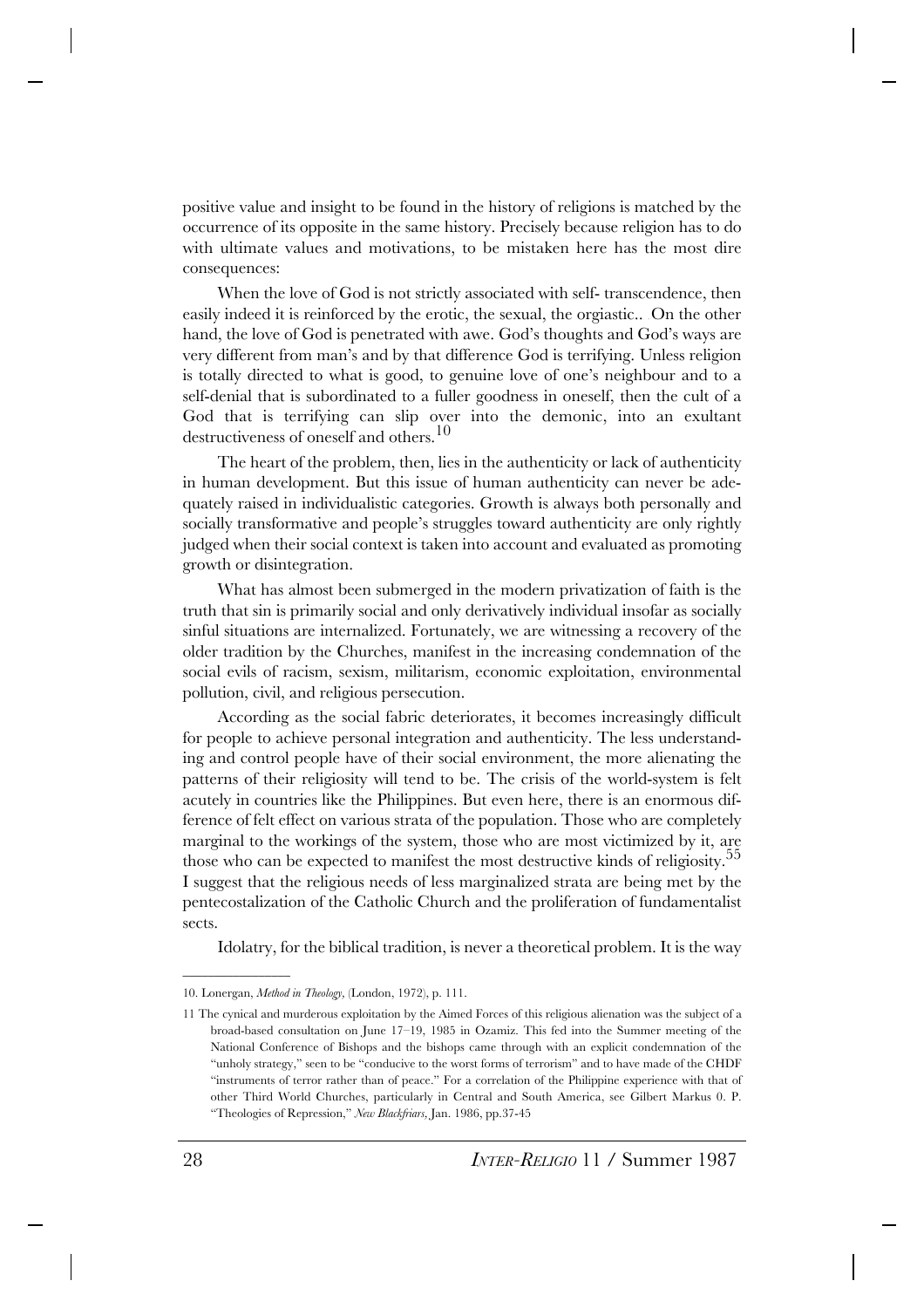positive value and insight to be found in the history of religions is matched by the occurrence of its opposite in the same history. Precisely because religion has to do with ultimate values and motivations, to be mistaken here has the most dire consequences:

> When the love of God is not strictly associated with self- transcendence, then easily indeed it is reinforced by the erotic, the sexual, the orgiastic.. On the other hand, the love of God is penetrated with awe. God's thoughts and God's ways are very different from man's and by that difference God is terrifying. Unless religion is totally directed to what is good, to genuine love of one's neighbour and to a self-denial that is subordinated to a fuller goodness in oneself, then the cult of a God that is terrifying can slip over into the demonic, into an exultant destructiveness of oneself and others.[10]

The heart of the problem, then, lies in the authenticity or lack of authenticity in human development. But this issue of human authenticity can never be adequately raised in individualistic categories. Growth is always both personally and socially transformative and people's struggles toward authenticity are only rightly judged when their social context is taken into account and evaluated as promoting growth or disintegration.

What has almost been submerged in the modern privatization of faith is the truth that sin is primarily social and only derivatively individual insofar as socially sinful situations are internalized. Fortunately, we are witnessing a recovery of the older tradition by the Churches, manifest in the increasing condemnation of the social evils of racism, sexism, militarism, economic exploitation, environmental pollution, civil, and religious persecution.

According as the social fabric deteriorates, it becomes increasingly difficult for people to achieve personal integration and authenticity. The less understanding and control people have of their social environment, the more alienating the patterns of their religiosity will tend to be. The crisis of the world-system is felt acutely in countries like the Philippines. But even here, there is an enormous difference of felt effect on various strata of the population. Those who are completely marginal to the workings of the system, those who are most victimized by it, are those who can be expected to manifest the most destructive kinds of religiosity.[55] I suggest that the religious needs of less marginalized strata are being met by the pentecostalization of the Catholic Church and the proliferation of fundamentalist sects.

Idolatry, for the biblical tradition, is never a theoretical problem. It is the way

---

10. Lonergan, *Method in Theology*, (London, 1972), p. 111.

11 The cynical and murderous exploitation by the Aimed Forces of this religious alienation was the subject of a broad-based consultation on June 17–19, 1985 in Ozamiz. This fed into the Summer meeting of the National Conference of Bishops and the bishops came through with an explicit condemnation of the "unholy strategy," seen to be "conducive to the worst forms of terrorism" and to have made of the CHDF "instruments of terror rather than of peace." For a correlation of the Philippine experience with that of other Third World Churches, particularly in Central and South America, see Gilbert Markus 0. P. "Theologies of Repression," *New Blackfriars*, Jan. 1986, pp.37-45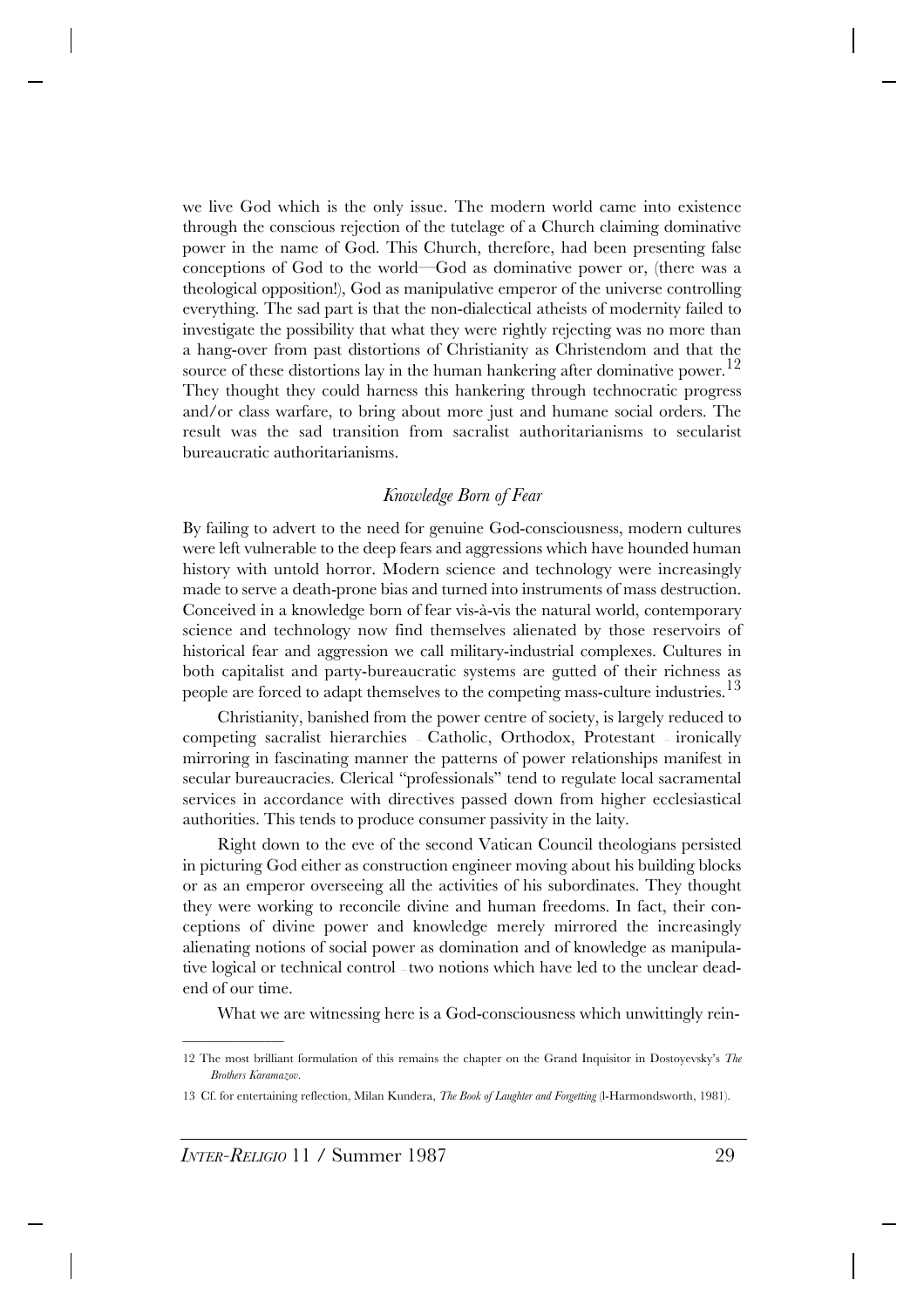we live God which is the only issue. The modern world came into existence through the conscious rejection of the tutelage of a Church claiming dominative power in the name of God. This Church, therefore, had been presenting false conceptions of God to the world—God as dominative power or, (there was a theological opposition!), God as manipulative emperor of the universe controlling everything. The sad part is that the non-dialectical atheists of modernity failed to investigate the possibility that what they were rightly rejecting was no more than a hang-over from past distortions of Christianity as Christendom and that the source of these distortions lay in the human hankering after dominative power.[12] They thought they could harness this hankering through technocratic progress and/or class warfare, to bring about more just and humane social orders. The result was the sad transition from sacralist authoritarianisms to secularist bureaucratic authoritarianisms.

### *Knowledge Born of Fear*

By failing to advert to the need for genuine God-consciousness, modern cultures were left vulnerable to the deep fears and aggressions which have hounded human history with untold horror. Modern science and technology were increasingly made to serve a death-prone bias and turned into instruments of mass destruction. Conceived in a knowledge born of fear vis-à-vis the natural world, contemporary science and technology now find themselves alienated by those reservoirs of historical fear and aggression we call military-industrial complexes. Cultures in both capitalist and party-bureaucratic systems are gutted of their richness as people are forced to adapt themselves to the competing mass-culture industries.[13]

Christianity, banished from the power centre of society, is largely reduced to competing sacralist hierarchies – Catholic, Orthodox, Protestant – ironically mirroring in fascinating manner the patterns of power relationships manifest in secular bureaucracies. Clerical "professionals" tend to regulate local sacramental services in accordance with directives passed down from higher ecclesiastical authorities. This tends to produce consumer passivity in the laity.

Right down to the eve of the second Vatican Council theologians persisted in picturing God either as construction engineer moving about his building blocks or as an emperor overseeing all the activities of his subordinates. They thought they were working to reconcile divine and human freedoms. In fact, their conceptions of divine power and knowledge merely mirrored the increasingly alienating notions of social power as domination and of knowledge as manipulative logical or technical control – two notions which have led to the unclear dead-end of our time.

What we are witnessing here is a God-consciousness which unwittingly rein-

---

12 The most brilliant formulation of this remains the chapter on the Grand Inquisitor in Dostoyevsky's *The Brothers Karamazov*.

13 Cf. for entertaining reflection, Milan Kundera, *The Book of Laughter and Forgetting* (l-Harmondsworth, 1981).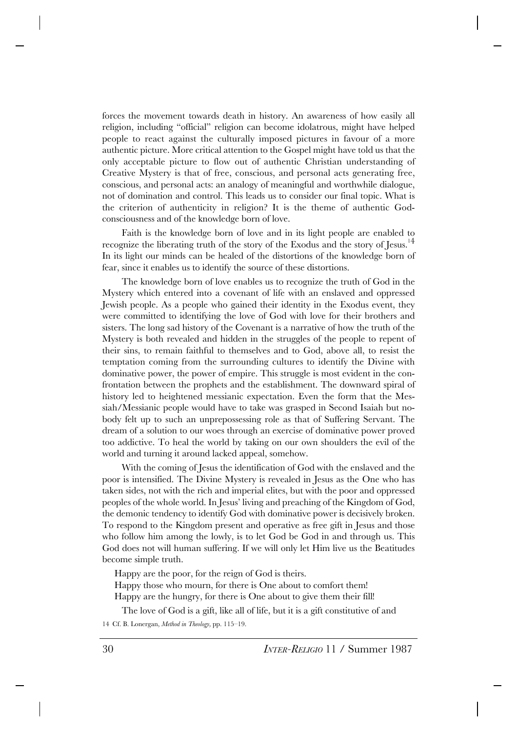forces the movement towards death in history. An awareness of how easily all religion, including "official" religion can become idolatrous, might have helped people to react against the culturally imposed pictures in favour of a more authentic picture. More critical attention to the Gospel might have told us that the only acceptable picture to flow out of authentic Christian understanding of Creative Mystery is that of free, conscious, and personal acts generating free, conscious, and personal acts: an analogy of meaningful and worthwhile dialogue, not of domination and control. This leads us to consider our final topic. What is the criterion of authenticity in religion? It is the theme of authentic God-consciousness and of the knowledge born of love.

Faith is the knowledge born of love and in its light people are enabled to recognize the liberating truth of the story of the Exodus and the story of Jesus.[14] In its light our minds can be healed of the distortions of the knowledge born of fear, since it enables us to identify the source of these distortions.

The knowledge born of love enables us to recognize the truth of God in the Mystery which entered into a covenant of life with an enslaved and oppressed Jewish people. As a people who gained their identity in the Exodus event, they were committed to identifying the love of God with love for their brothers and sisters. The long sad history of the Covenant is a narrative of how the truth of the Mystery is both revealed and hidden in the struggles of the people to repent of their sins, to remain faithful to themselves and to God, above all, to resist the temptation coming from the surrounding cultures to identify the Divine with dominative power, the power of empire. This struggle is most evident in the confrontation between the prophets and the establishment. The downward spiral of history led to heightened messianic expectation. Even the form that the Messiah/Messianic people would have to take was grasped in Second Isaiah but nobody felt up to such an unprepossessing role as that of Suffering Servant. The dream of a solution to our woes through an exercise of dominative power proved too addictive. To heal the world by taking on our own shoulders the evil of the world and turning it around lacked appeal, somehow.

With the coming of Jesus the identification of God with the enslaved and the poor is intensified. The Divine Mystery is revealed in Jesus as the One who has taken sides, not with the rich and imperial elites, but with the poor and oppressed peoples of the whole world. In Jesus' living and preaching of the Kingdom of God, the demonic tendency to identify God with dominative power is decisively broken. To respond to the Kingdom present and operative as free gift in Jesus and those who follow him among the lowly, is to let God be God in and through us. This God does not will human suffering. If we will only let Him live us the Beatitudes become simple truth.

Happy are the poor, for the reign of God is theirs.
Happy those who mourn, for there is One about to comfort them!
Happy are the hungry, for there is One about to give them their fill!

The love of God is a gift, like all of life, but it is a gift constitutive of and

14 Cf. B. Lonergan, *Method in Theology*, pp. 115–19.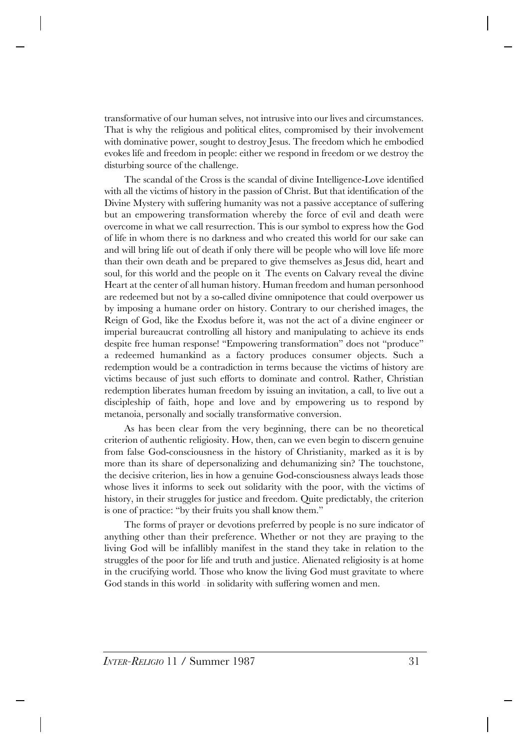transformative of our human selves, not intrusive into our lives and circumstances. That is why the religious and political elites, compromised by their involvement with dominative power, sought to destroy Jesus. The freedom which he embodied evokes life and freedom in people: either we respond in freedom or we destroy the disturbing source of the challenge.

The scandal of the Cross is the scandal of divine Intelligence-Love identified with all the victims of history in the passion of Christ. But that identification of the Divine Mystery with suffering humanity was not a passive acceptance of suffering but an empowering transformation whereby the force of evil and death were overcome in what we call resurrection. This is our symbol to express how the God of life in whom there is no darkness and who created this world for our sake can and will bring life out of death if only there will be people who will love life more than their own death and be prepared to give themselves as Jesus did, heart and soul, for this world and the people on it. The events on Calvary reveal the divine Heart at the center of all human history. Human freedom and human personhood are redeemed but not by a so-called divine omnipotence that could overpower us by imposing a humane order on history. Contrary to our cherished images, the Reign of God, like the Exodus before it, was not the act of a divine engineer or imperial bureaucrat controlling all history and manipulating to achieve its ends despite free human response! "Empowering transformation" does not "produce" a redeemed humankind as a factory produces consumer objects. Such a redemption would be a contradiction in terms because the victims of history are victims because of just such efforts to dominate and control. Rather, Christian redemption liberates human freedom by issuing an invitation, a call, to live out a discipleship of faith, hope and love and by empowering us to respond by metanoia, personally and socially transformative conversion.

As has been clear from the very beginning, there can be no theoretical criterion of authentic religiosity. How, then, can we even begin to discern genuine from false God-consciousness in the history of Christianity, marked as it is by more than its share of depersonalizing and dehumanizing sin? The touchstone, the decisive criterion, lies in how a genuine God-consciousness always leads those whose lives it informs to seek out solidarity with the poor, with the victims of history, in their struggles for justice and freedom. Quite predictably, the criterion is one of practice: "by their fruits you shall know them."

The forms of prayer or devotions preferred by people is no sure indicator of anything other than their preference. Whether or not they are praying to the living God will be infallibly manifest in the stand they take in relation to the struggles of the poor for life and truth and justice. Alienated religiosity is at home in the crucifying world. Those who know the living God must gravitate to where God stands in this world – in solidarity with suffering women and men.